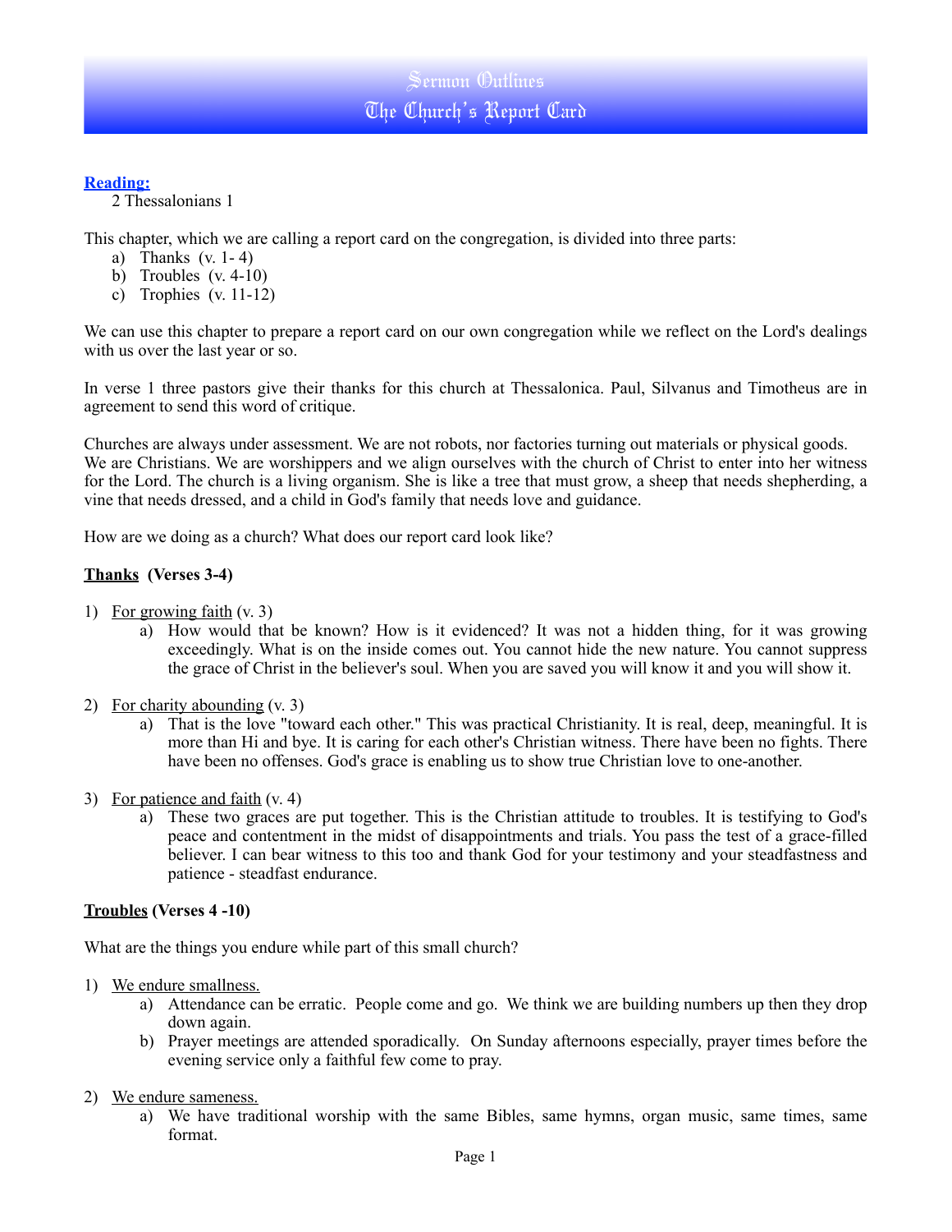# Sermon Outlines
# The Church's Report Card

**Reading:**

2 Thessalonians 1

This chapter, which we are calling a report card on the congregation, is divided into three parts:

a) Thanks (v. 1- 4)
b) Troubles (v. 4-10)
c) Trophies (v. 11-12)

We can use this chapter to prepare a report card on our own congregation while we reflect on the Lord's dealings with us over the last year or so.

In verse 1 three pastors give their thanks for this church at Thessalonica. Paul, Silvanus and Timotheus are in agreement to send this word of critique.

Churches are always under assessment. We are not robots, nor factories turning out materials or physical goods. We are Christians. We are worshippers and we align ourselves with the church of Christ to enter into her witness for the Lord. The church is a living organism. She is like a tree that must grow, a sheep that needs shepherding, a vine that needs dressed, and a child in God's family that needs love and guidance.

How are we doing as a church? What does our report card look like?

## Thanks (Verses 3-4)

1) For growing faith (v. 3)
   a) How would that be known? How is it evidenced? It was not a hidden thing, for it was growing exceedingly. What is on the inside comes out. You cannot hide the new nature. You cannot suppress the grace of Christ in the believer's soul. When you are saved you will know it and you will show it.

2) For charity abounding (v. 3)
   a) That is the love "toward each other." This was practical Christianity. It is real, deep, meaningful. It is more than Hi and bye. It is caring for each other's Christian witness. There have been no fights. There have been no offenses. God's grace is enabling us to show true Christian love to one-another.

3) For patience and faith (v. 4)
   a) These two graces are put together. This is the Christian attitude to troubles. It is testifying to God's peace and contentment in the midst of disappointments and trials. You pass the test of a grace-filled believer. I can bear witness to this too and thank God for your testimony and your steadfastness and patience - steadfast endurance.

## Troubles (Verses 4 -10)

What are the things you endure while part of this small church?

1) We endure smallness.
   a) Attendance can be erratic. People come and go. We think we are building numbers up then they drop down again.
   b) Prayer meetings are attended sporadically. On Sunday afternoons especially, prayer times before the evening service only a faithful few come to pray.

2) We endure sameness.
   a) We have traditional worship with the same Bibles, same hymns, organ music, same times, same format.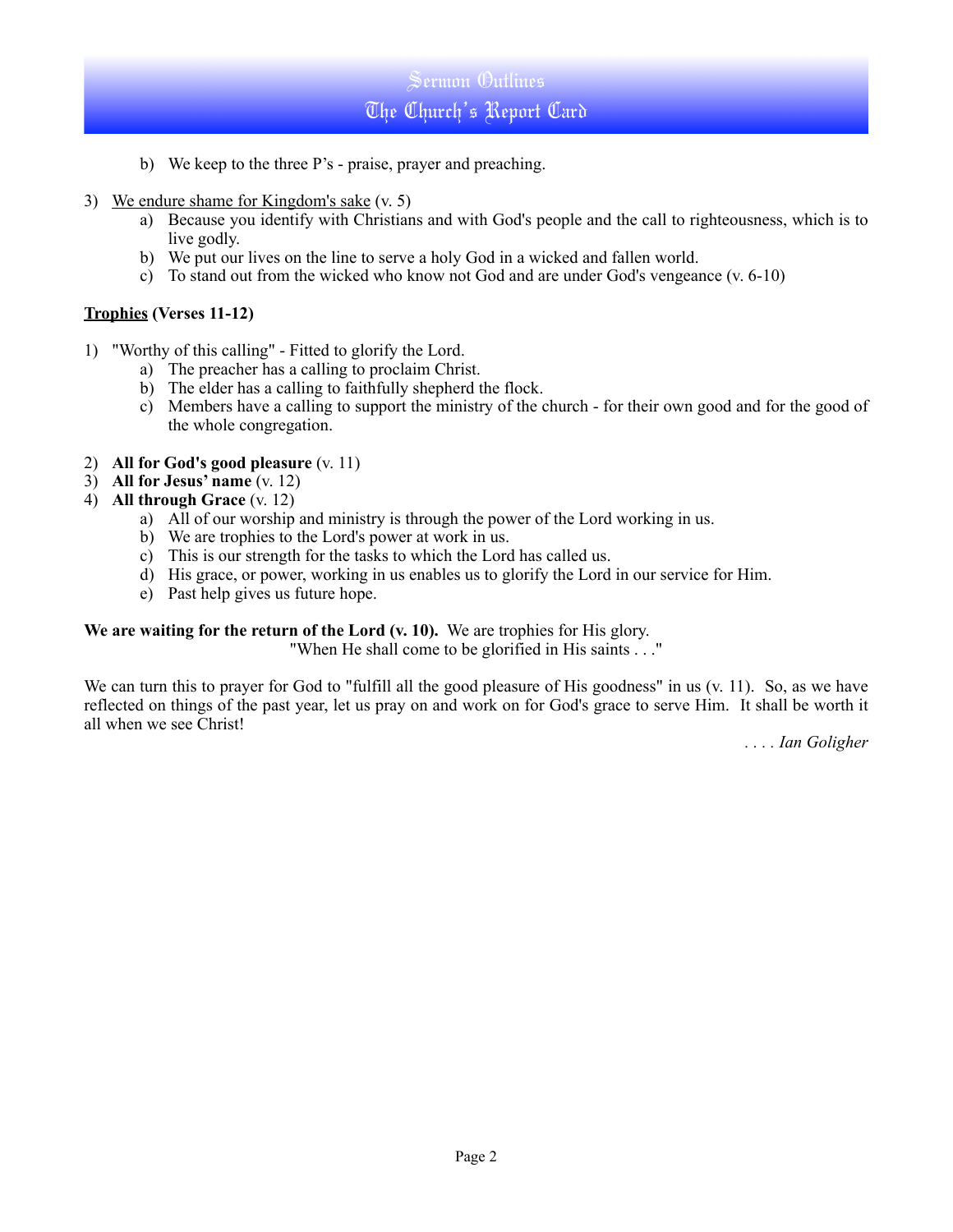b) We keep to the three P's - praise, prayer and preaching.

3) We endure shame for Kingdom's sake (v. 5)
   a) Because you identify with Christians and with God's people and the call to righteousness, which is to live godly.
   b) We put our lives on the line to serve a holy God in a wicked and fallen world.
   c) To stand out from the wicked who know not God and are under God's vengeance (v. 6-10)

**Trophies (Verses 11-12)**

1) "Worthy of this calling" - Fitted to glorify the Lord.
   a) The preacher has a calling to proclaim Christ.
   b) The elder has a calling to faithfully shepherd the flock.
   c) Members have a calling to support the ministry of the church - for their own good and for the good of the whole congregation.

2) **All for God's good pleasure** (v. 11)
3) **All for Jesus' name** (v. 12)
4) **All through Grace** (v. 12)
   a) All of our worship and ministry is through the power of the Lord working in us.
   b) We are trophies to the Lord's power at work in us.
   c) This is our strength for the tasks to which the Lord has called us.
   d) His grace, or power, working in us enables us to glorify the Lord in our service for Him.
   e) Past help gives us future hope.

**We are waiting for the return of the Lord (v. 10).** We are trophies for His glory.

"When He shall come to be glorified in His saints . . ."

We can turn this to prayer for God to "fulfill all the good pleasure of His goodness" in us (v. 11). So, as we have reflected on things of the past year, let us pray on and work on for God's grace to serve Him. It shall be worth it all when we see Christ!

*. . . . Ian Goligher*